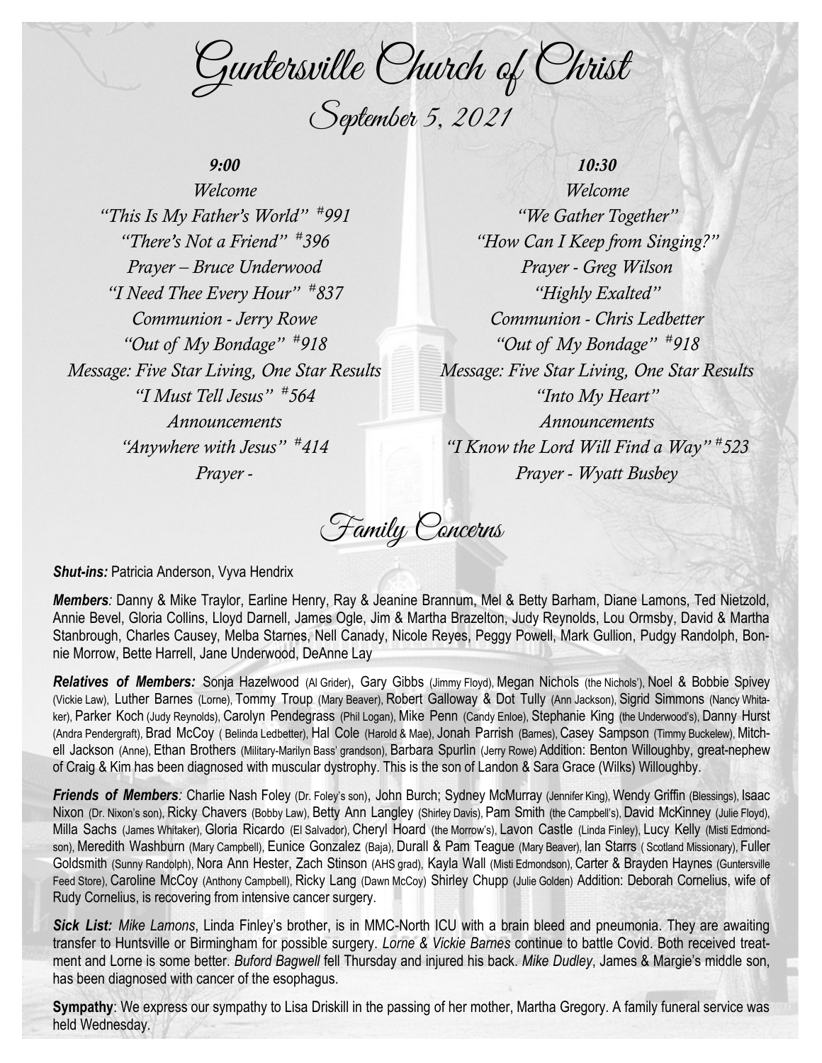# Guntersville Church of Christ

## September 5, 2021

### 9:00

*Welcome*
*"This Is My Father's World" #991*
*"There's Not a Friend" #396*
*Prayer – Bruce Underwood*
*"I Need Thee Every Hour" #837*
*Communion - Jerry Rowe*
*"Out of My Bondage" #918*
*Message: Five Star Living, One Star Results*
*"I Must Tell Jesus" #564*
*Announcements*
*"Anywhere with Jesus" #414*
*Prayer -*

### 10:30

*Welcome*
*"We Gather Together"*
*"How Can I Keep from Singing?"*
*Prayer - Greg Wilson*
*"Highly Exalted"*
*Communion - Chris Ledbetter*
*"Out of My Bondage" #918*
*Message: Five Star Living, One Star Results*
*"Into My Heart"*
*Announcements*
*"I Know the Lord Will Find a Way" #523*
*Prayer - Wyatt Busbey*

## Family Concerns

***Shut-ins:*** Patricia Anderson, Vyva Hendrix

***Members:*** Danny & Mike Traylor, Earline Henry, Ray & Jeanine Brannum, Mel & Betty Barham, Diane Lamons, Ted Nietzold, Annie Bevel, Gloria Collins, Lloyd Darnell, James Ogle, Jim & Martha Brazelton, Judy Reynolds, Lou Ormsby, David & Martha Stanbrough, Charles Causey, Melba Starnes, Nell Canady, Nicole Reyes, Peggy Powell, Mark Gullion, Pudgy Randolph, Bonnie Morrow, Bette Harrell, Jane Underwood, DeAnne Lay

***Relatives of Members:*** Sonja Hazelwood (Al Grider), Gary Gibbs (Jimmy Floyd), Megan Nichols (the Nichols'), Noel & Bobbie Spivey (Vickie Law), Luther Barnes (Lorne), Tommy Troup (Mary Beaver), Robert Galloway & Dot Tully (Ann Jackson), Sigrid Simmons (Nancy Whitaker), Parker Koch (Judy Reynolds), Carolyn Pendegrass (Phil Logan), Mike Penn (Candy Enloe), Stephanie King (the Underwood's), Danny Hurst (Andra Pendergraft), Brad McCoy ( Belinda Ledbetter), Hal Cole (Harold & Mae), Jonah Parrish (Barnes), Casey Sampson (Timmy Buckelew), Mitchell Jackson (Anne), Ethan Brothers (Military-Marilyn Bass' grandson), Barbara Spurlin (Jerry Rowe) Addition: Benton Willoughby, great-nephew of Craig & Kim has been diagnosed with muscular dystrophy. This is the son of Landon & Sara Grace (Wilks) Willoughby.

***Friends of Members:*** Charlie Nash Foley (Dr. Foley's son), John Burch; Sydney McMurray (Jennifer King), Wendy Griffin (Blessings), Isaac Nixon (Dr. Nixon's son), Ricky Chavers (Bobby Law), Betty Ann Langley (Shirley Davis), Pam Smith (the Campbell's), David McKinney (Julie Floyd), Milla Sachs (James Whitaker), Gloria Ricardo (El Salvador), Cheryl Hoard (the Morrow's), Lavon Castle (Linda Finley), Lucy Kelly (Misti Edmondson), Meredith Washburn (Mary Campbell), Eunice Gonzalez (Baja), Durall & Pam Teague (Mary Beaver), Ian Starrs ( Scotland Missionary), Fuller Goldsmith (Sunny Randolph), Nora Ann Hester, Zach Stinson (AHS grad), Kayla Wall (Misti Edmondson), Carter & Brayden Haynes (Guntersville Feed Store), Caroline McCoy (Anthony Campbell), Ricky Lang (Dawn McCoy) Shirley Chupp (Julie Golden) Addition: Deborah Cornelius, wife of Rudy Cornelius, is recovering from intensive cancer surgery.

***Sick List:*** *Mike Lamons*, Linda Finley's brother, is in MMC-North ICU with a brain bleed and pneumonia. They are awaiting transfer to Huntsville or Birmingham for possible surgery. *Lorne & Vickie Barnes* continue to battle Covid. Both received treatment and Lorne is some better. *Buford Bagwell* fell Thursday and injured his back. *Mike Dudley*, James & Margie's middle son, has been diagnosed with cancer of the esophagus.

**Sympathy**: We express our sympathy to Lisa Driskill in the passing of her mother, Martha Gregory. A family funeral service was held Wednesday.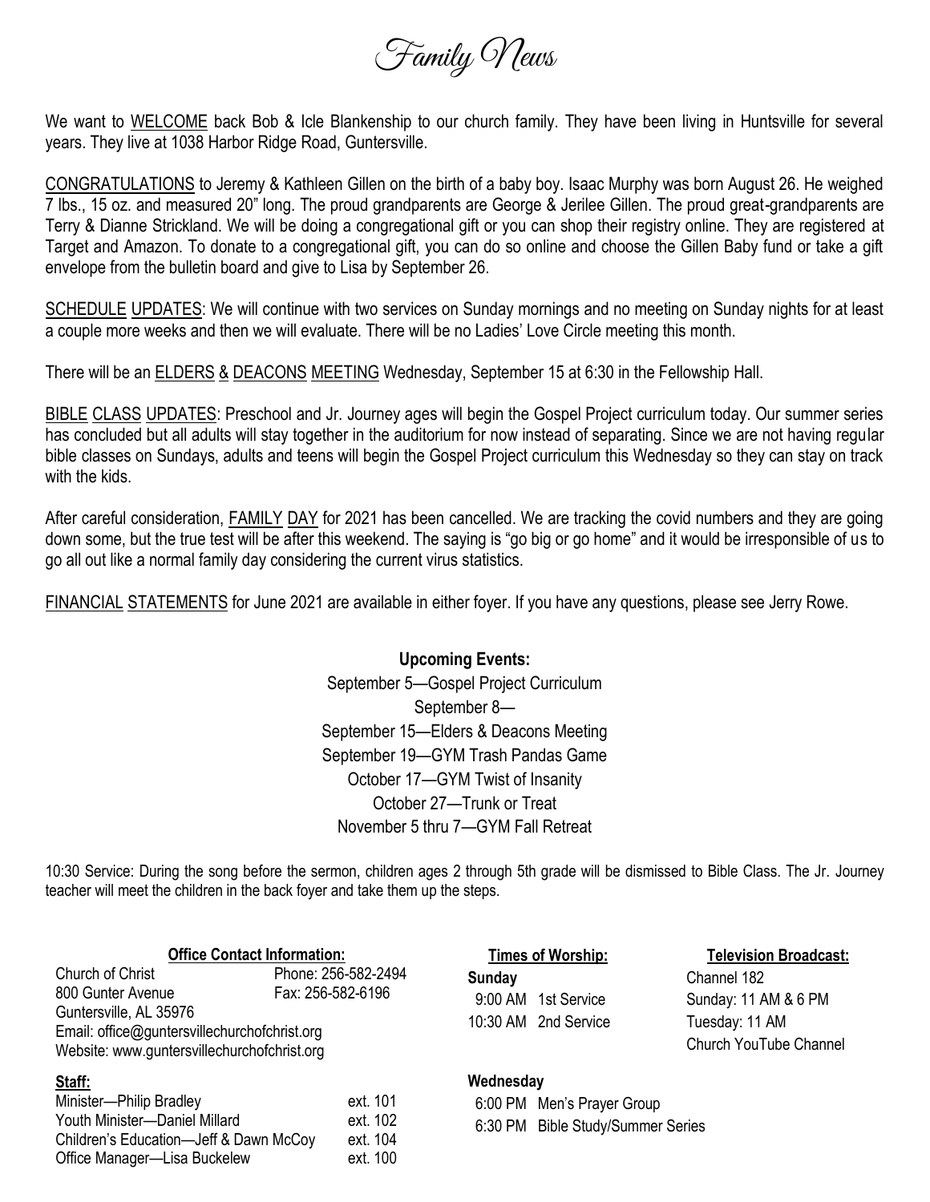# Family News

We want to WELCOME back Bob & Icle Blankenship to our church family. They have been living in Huntsville for several years. They live at 1038 Harbor Ridge Road, Guntersville.

CONGRATULATIONS to Jeremy & Kathleen Gillen on the birth of a baby boy. Isaac Murphy was born August 26. He weighed 7 lbs., 15 oz. and measured 20" long. The proud grandparents are George & Jerilee Gillen. The proud great-grandparents are Terry & Dianne Strickland. We will be doing a congregational gift or you can shop their registry online. They are registered at Target and Amazon. To donate to a congregational gift, you can do so online and choose the Gillen Baby fund or take a gift envelope from the bulletin board and give to Lisa by September 26.

SCHEDULE UPDATES: We will continue with two services on Sunday mornings and no meeting on Sunday nights for at least a couple more weeks and then we will evaluate. There will be no Ladies' Love Circle meeting this month.

There will be an ELDERS & DEACONS MEETING Wednesday, September 15 at 6:30 in the Fellowship Hall.

BIBLE CLASS UPDATES: Preschool and Jr. Journey ages will begin the Gospel Project curriculum today. Our summer series has concluded but all adults will stay together in the auditorium for now instead of separating. Since we are not having regular bible classes on Sundays, adults and teens will begin the Gospel Project curriculum this Wednesday so they can stay on track with the kids.

After careful consideration, FAMILY DAY for 2021 has been cancelled. We are tracking the covid numbers and they are going down some, but the true test will be after this weekend. The saying is "go big or go home" and it would be irresponsible of us to go all out like a normal family day considering the current virus statistics.

FINANCIAL STATEMENTS for June 2021 are available in either foyer. If you have any questions, please see Jerry Rowe.

**Upcoming Events:**

September 5—Gospel Project Curriculum
September 8—
September 15—Elders & Deacons Meeting
September 19—GYM Trash Pandas Game
October 17—GYM Twist of Insanity
October 27—Trunk or Treat
November 5 thru 7—GYM Fall Retreat

10:30 Service: During the song before the sermon, children ages 2 through 5th grade will be dismissed to Bible Class. The Jr. Journey teacher will meet the children in the back foyer and take them up the steps.

**Office Contact Information:**

Church of Christ
800 Gunter Avenue
Guntersville, AL 35976
Phone: 256-582-2494
Fax: 256-582-6196
Email: office@guntersvillechurchofchrist.org
Website: www.guntersvillechurchofchrist.org

**Staff:**

| | |
|---|---|
| Minister—Philip Bradley | ext. 101 |
| Youth Minister—Daniel Millard | ext. 102 |
| Children's Education—Jeff & Dawn McCoy | ext. 104 |
| Office Manager—Lisa Buckelew | ext. 100 |

**Times of Worship:**

**Sunday**
9:00 AM 1st Service
10:30 AM 2nd Service

**Wednesday**
6:00 PM Men's Prayer Group
6:30 PM Bible Study/Summer Series

**Television Broadcast:**

Channel 182
Sunday: 11 AM & 6 PM
Tuesday: 11 AM
Church YouTube Channel